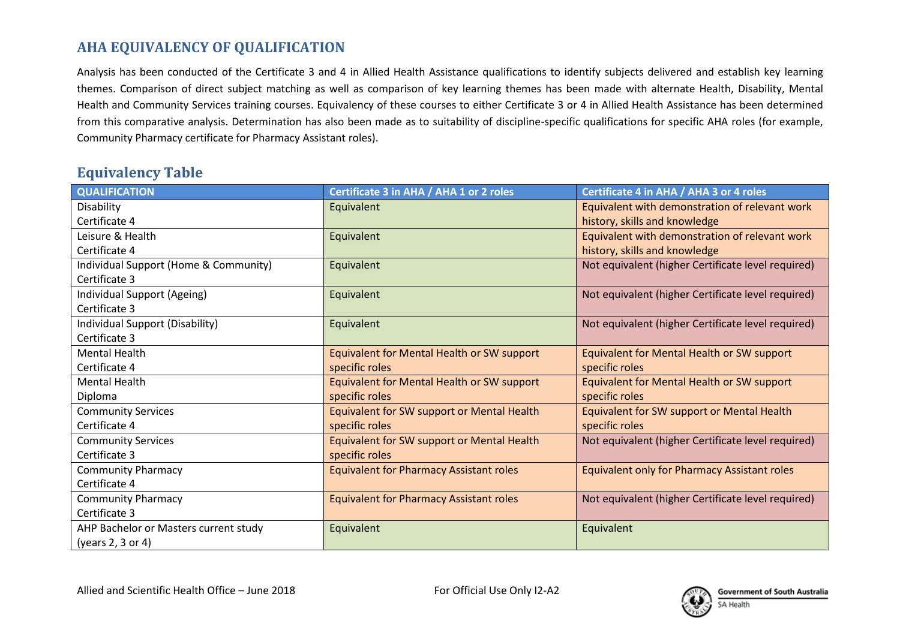## AHA EQUIVALENCY OF QUALIFICATION

Analysis has been conducted of the Certificate 3 and 4 in Allied Health Assistance qualifications to identify subjects delivered and establish key learning themes. Comparison of direct subject matching as well as comparison of key learning themes has been made with alternate Health, Disability, Mental Health and Community Services training courses. Equivalency of these courses to either Certificate 3 or 4 in Allied Health Assistance has been determined from this comparative analysis. Determination has also been made as to suitability of discipline-specific qualifications for specific AHA roles (for example, Community Pharmacy certificate for Pharmacy Assistant roles).

### Equivalency Table

| QUALIFICATION | Certificate 3 in AHA / AHA 1 or 2 roles | Certificate 4 in AHA / AHA 3 or 4 roles |
|---|---|---|
| Disability Certificate 4 | Equivalent | Equivalent with demonstration of relevant work history, skills and knowledge |
| Leisure & Health Certificate 4 | Equivalent | Equivalent with demonstration of relevant work history, skills and knowledge |
| Individual Support (Home & Community) Certificate 3 | Equivalent | Not equivalent (higher Certificate level required) |
| Individual Support (Ageing) Certificate 3 | Equivalent | Not equivalent (higher Certificate level required) |
| Individual Support (Disability) Certificate 3 | Equivalent | Not equivalent (higher Certificate level required) |
| Mental Health Certificate 4 | Equivalent for Mental Health or SW support specific roles | Equivalent for Mental Health or SW support specific roles |
| Mental Health Diploma | Equivalent for Mental Health or SW support specific roles | Equivalent for Mental Health or SW support specific roles |
| Community Services Certificate 4 | Equivalent for SW support or Mental Health specific roles | Equivalent for SW support or Mental Health specific roles |
| Community Services Certificate 3 | Equivalent for SW support or Mental Health specific roles | Not equivalent (higher Certificate level required) |
| Community Pharmacy Certificate 4 | Equivalent for Pharmacy Assistant roles | Equivalent only for Pharmacy Assistant roles |
| Community Pharmacy Certificate 3 | Equivalent for Pharmacy Assistant roles | Not equivalent (higher Certificate level required) |
| AHP Bachelor or Masters current study (years 2, 3 or 4) | Equivalent | Equivalent |

Allied and Scientific Health Office – June 2018 For Official Use Only I2-A2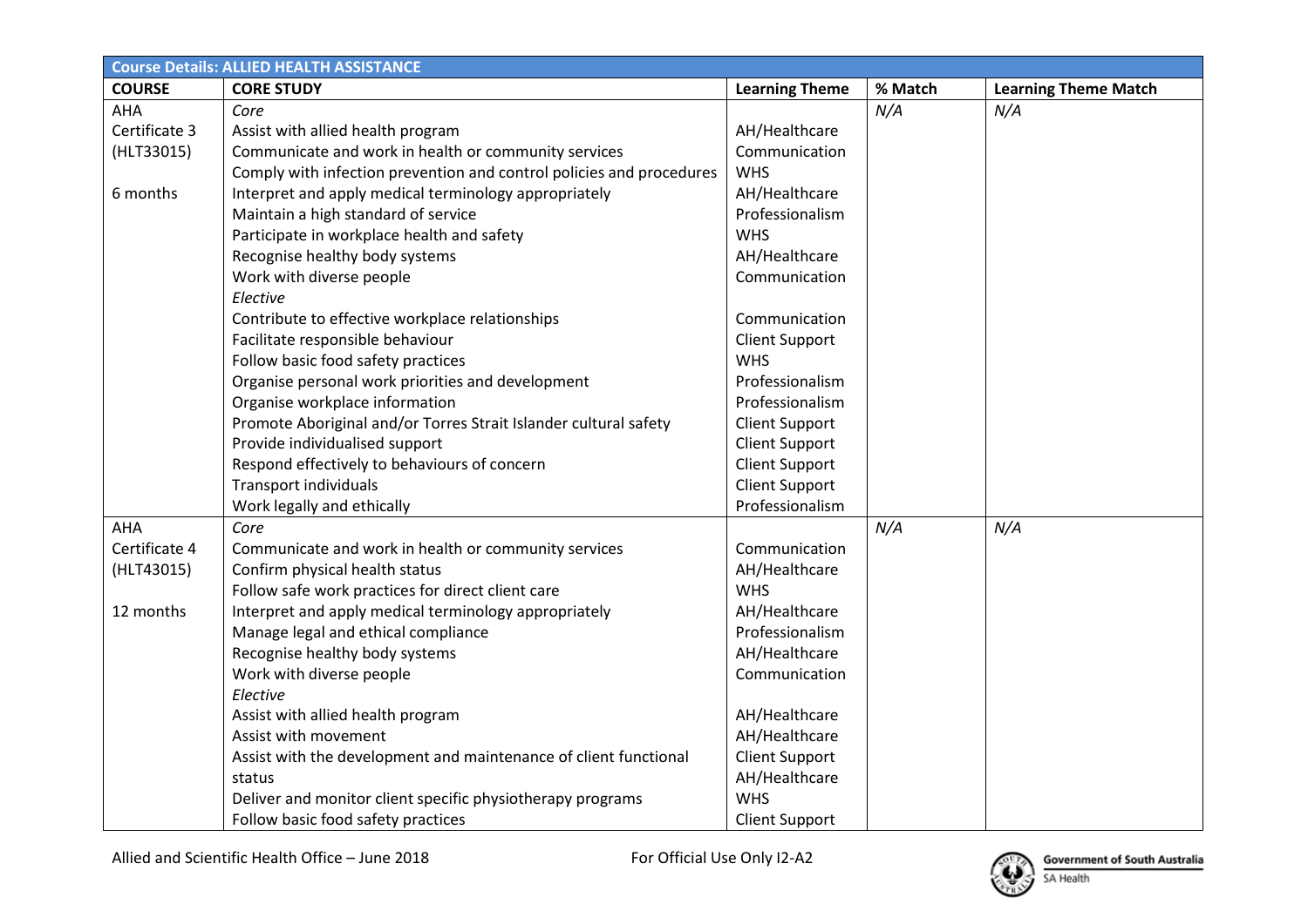| Course Details: ALLIED HEALTH ASSISTANCE | | | | |
|---|---|---|---|---|
| **COURSE** | **CORE STUDY** | **Learning Theme** | **% Match** | **Learning Theme Match** |
| AHA Certificate 3 (HLT33015) 6 months | *Core* | | *N/A* | *N/A* |
| | Assist with allied health program | AH/Healthcare | | |
| | Communicate and work in health or community services | Communication | | |
| | Comply with infection prevention and control policies and procedures | WHS | | |
| | Interpret and apply medical terminology appropriately | AH/Healthcare | | |
| | Maintain a high standard of service | Professionalism | | |
| | Participate in workplace health and safety | WHS | | |
| | Recognise healthy body systems | AH/Healthcare | | |
| | Work with diverse people | Communication | | |
| | *Elective* | | | |
| | Contribute to effective workplace relationships | Communication | | |
| | Facilitate responsible behaviour | Client Support | | |
| | Follow basic food safety practices | WHS | | |
| | Organise personal work priorities and development | Professionalism | | |
| | Organise workplace information | Professionalism | | |
| | Promote Aboriginal and/or Torres Strait Islander cultural safety | Client Support | | |
| | Provide individualised support | Client Support | | |
| | Respond effectively to behaviours of concern | Client Support | | |
| | Transport individuals | Client Support | | |
| | Work legally and ethically | Professionalism | | |
| AHA Certificate 4 (HLT43015) 12 months | *Core* | | *N/A* | *N/A* |
| | Communicate and work in health or community services | Communication | | |
| | Confirm physical health status | AH/Healthcare | | |
| | Follow safe work practices for direct client care | WHS | | |
| | Interpret and apply medical terminology appropriately | AH/Healthcare | | |
| | Manage legal and ethical compliance | Professionalism | | |
| | Recognise healthy body systems | AH/Healthcare | | |
| | Work with diverse people | Communication | | |
| | *Elective* | | | |
| | Assist with allied health program | AH/Healthcare | | |
| | Assist with movement | AH/Healthcare | | |
| | Assist with the development and maintenance of client functional status | Client Support<br>AH/Healthcare | | |
| | Deliver and monitor client specific physiotherapy programs | WHS | | |
| | Follow basic food safety practices | Client Support | | |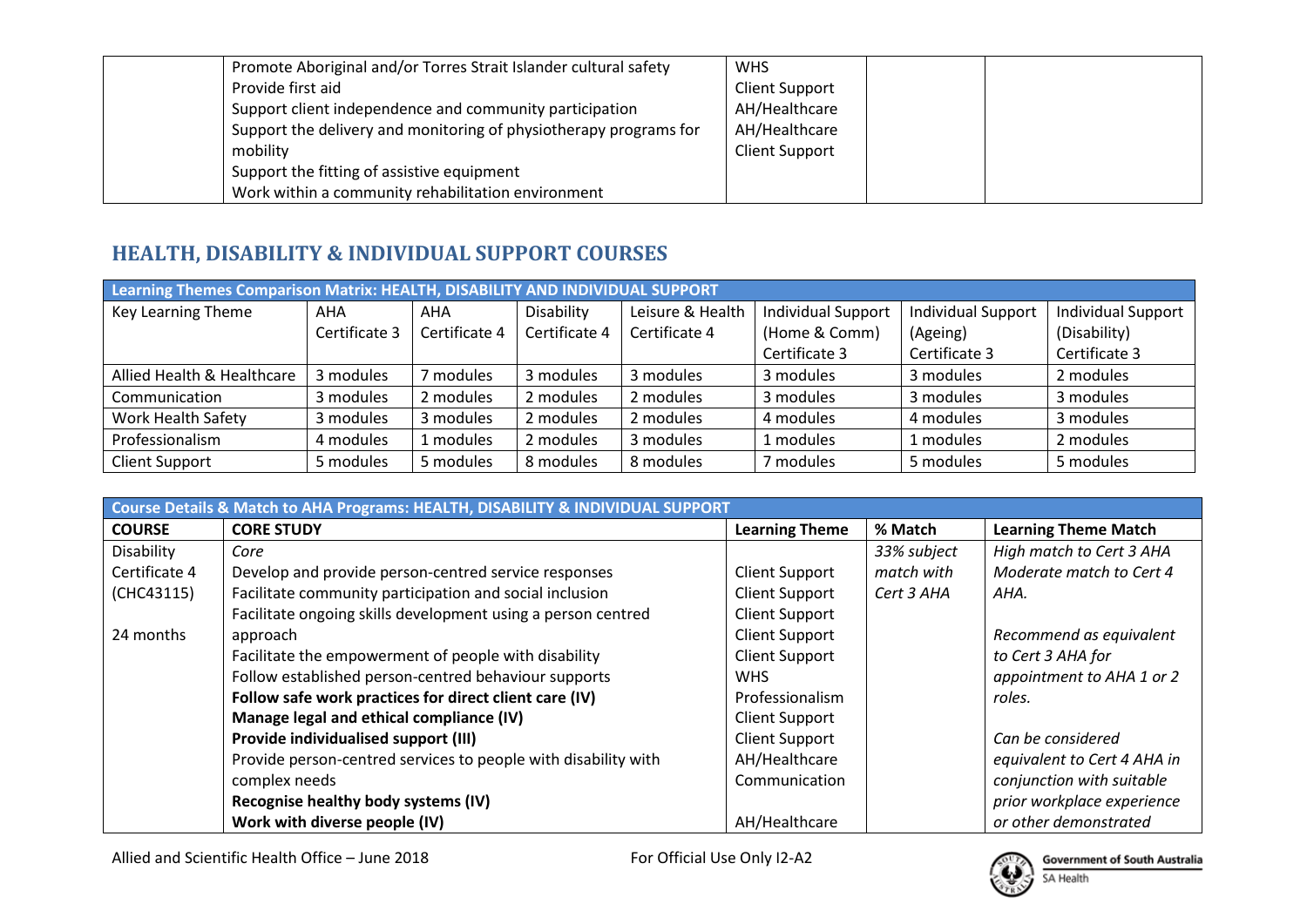| | Promote Aboriginal and/or Torres Strait Islander cultural safety<br>Provide first aid<br>Support client independence and community participation<br>Support the delivery and monitoring of physiotherapy programs for mobility<br>Support the fitting of assistive equipment<br>Work within a community rehabilitation environment | WHS<br>Client Support<br>AH/Healthcare<br>AH/Healthcare<br>Client Support | | |
|---|---|---|---|---|

## HEALTH, DISABILITY & INDIVIDUAL SUPPORT COURSES

**Learning Themes Comparison Matrix: HEALTH, DISABILITY AND INDIVIDUAL SUPPORT**

| Key Learning Theme | AHA Certificate 3 | AHA Certificate 4 | Disability Certificate 4 | Leisure & Health Certificate 4 | Individual Support (Home & Comm) Certificate 3 | Individual Support (Ageing) Certificate 3 | Individual Support (Disability) Certificate 3 |
|---|---|---|---|---|---|---|---|
| Allied Health & Healthcare | 3 modules | 7 modules | 3 modules | 3 modules | 3 modules | 3 modules | 2 modules |
| Communication | 3 modules | 2 modules | 2 modules | 2 modules | 3 modules | 3 modules | 3 modules |
| Work Health Safety | 3 modules | 3 modules | 2 modules | 2 modules | 4 modules | 4 modules | 3 modules |
| Professionalism | 4 modules | 1 modules | 2 modules | 3 modules | 1 modules | 1 modules | 2 modules |
| Client Support | 5 modules | 5 modules | 8 modules | 8 modules | 7 modules | 5 modules | 5 modules |

**Course Details & Match to AHA Programs: HEALTH, DISABILITY & INDIVIDUAL SUPPORT**

| COURSE | CORE STUDY | Learning Theme | % Match | Learning Theme Match |
|---|---|---|---|---|
| Disability Certificate 4 (CHC43115)<br><br>24 months | *Core*<br>Develop and provide person-centred service responses<br>Facilitate community participation and social inclusion<br>Facilitate ongoing skills development using a person centred approach<br>Facilitate the empowerment of people with disability<br>Follow established person-centred behaviour supports<br>**Follow safe work practices for direct client care (IV)**<br>**Manage legal and ethical compliance (IV)**<br>**Provide individualised support (III)**<br>Provide person-centred services to people with disability with complex needs<br>**Recognise healthy body systems (IV)**<br>**Work with diverse people (IV)** | <br>Client Support<br>Client Support<br>Client Support<br>Client Support<br>Client Support<br>WHS<br>Professionalism<br>Client Support<br>Client Support<br>AH/Healthcare<br>Communication<br>AH/Healthcare | *33% subject match with Cert 3 AHA* | *High match to Cert 3 AHA Moderate match to Cert 4 AHA.*<br><br>*Recommend as equivalent to Cert 3 AHA for appointment to AHA 1 or 2 roles.*<br><br>*Can be considered equivalent to Cert 4 AHA in conjunction with suitable prior workplace experience or other demonstrated* |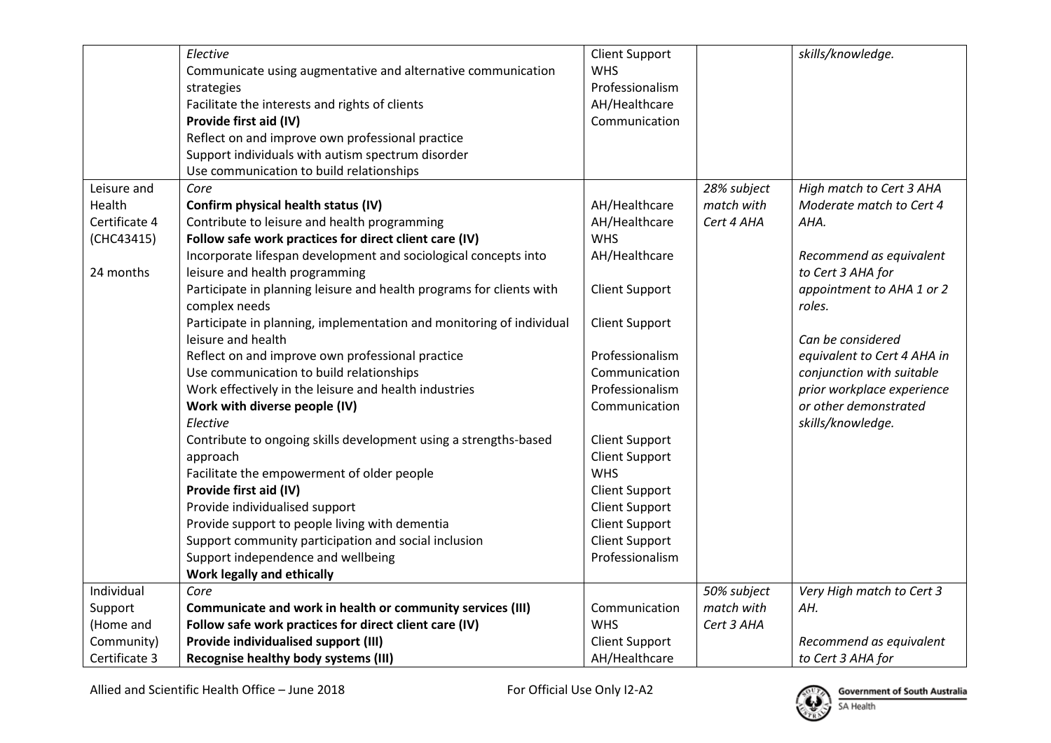| | | | | |
|---|---|---|---|---|
| | *Elective*<br>Communicate using augmentative and alternative communication strategies<br>Facilitate the interests and rights of clients<br>**Provide first aid (IV)**<br>Reflect on and improve own professional practice<br>Support individuals with autism spectrum disorder<br>Use communication to build relationships | Client Support<br>WHS<br>Professionalism<br>AH/Healthcare<br>Communication | | *skills/knowledge.* |
| Leisure and Health Certificate 4 (CHC43415)<br><br>24 months | *Core*<br>**Confirm physical health status (IV)**<br>Contribute to leisure and health programming<br>**Follow safe work practices for direct client care (IV)**<br>Incorporate lifespan development and sociological concepts into leisure and health programming<br>Participate in planning leisure and health programs for clients with complex needs<br>Participate in planning, implementation and monitoring of individual leisure and health<br>Reflect on and improve own professional practice<br>Use communication to build relationships<br>Work effectively in the leisure and health industries<br>**Work with diverse people (IV)**<br>*Elective*<br>Contribute to ongoing skills development using a strengths-based approach<br>Facilitate the empowerment of older people<br>**Provide first aid (IV)**<br>Provide individualised support<br>Provide support to people living with dementia<br>Support community participation and social inclusion<br>Support independence and wellbeing<br>**Work legally and ethically** | AH/Healthcare<br>AH/Healthcare<br>WHS<br>AH/Healthcare<br>Client Support<br>Client Support<br>Professionalism<br>Communication<br>Professionalism<br>Communication<br>Client Support<br>Client Support<br>WHS<br>Client Support<br>Client Support<br>Client Support<br>Client Support<br>Professionalism | *28% subject match with Cert 4 AHA* | *High match to Cert 3 AHA Moderate match to Cert 4 AHA.*<br><br>*Recommend as equivalent to Cert 3 AHA for appointment to AHA 1 or 2 roles.*<br><br>*Can be considered equivalent to Cert 4 AHA in conjunction with suitable prior workplace experience or other demonstrated skills/knowledge.* |
| Individual Support (Home and Community) Certificate 3 | *Core*<br>**Communicate and work in health or community services (III)**<br>**Follow safe work practices for direct client care (IV)**<br>**Provide individualised support (III)**<br>**Recognise healthy body systems (III)** | Communication<br>WHS<br>Client Support<br>AH/Healthcare | *50% subject match with Cert 3 AHA* | *Very High match to Cert 3 AH.*<br><br>*Recommend as equivalent to Cert 3 AHA for* |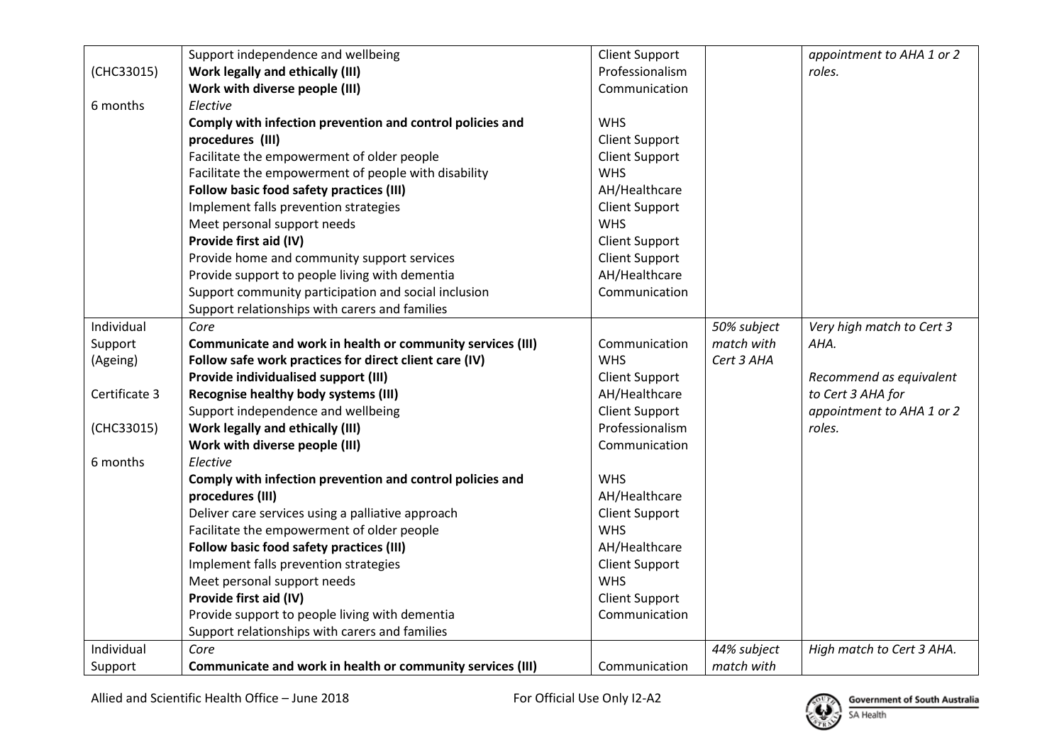| | | | | |
|---|---|---|---|---|
| (CHC33015)<br><br>6 months | Support independence and wellbeing<br>**Work legally and ethically (III)**<br>**Work with diverse people (III)**<br>*Elective*<br>**Comply with infection prevention and control policies and procedures (III)**<br>Facilitate the empowerment of older people<br>Facilitate the empowerment of people with disability<br>**Follow basic food safety practices (III)**<br>Implement falls prevention strategies<br>Meet personal support needs<br>**Provide first aid (IV)**<br>Provide home and community support services<br>Provide support to people living with dementia<br>Support community participation and social inclusion<br>Support relationships with carers and families | Client Support<br>Professionalism<br>Communication<br><br>WHS<br>Client Support<br>Client Support<br>WHS<br>AH/Healthcare<br>Client Support<br>WHS<br>Client Support<br>Client Support<br>AH/Healthcare<br>Communication | | *appointment to AHA 1 or 2 roles.* |
| Individual Support (Ageing)<br><br>Certificate 3<br><br>(CHC33015)<br><br>6 months | *Core*<br>**Communicate and work in health or community services (III)**<br>**Follow safe work practices for direct client care (IV)**<br>**Provide individualised support (III)**<br>**Recognise healthy body systems (III)**<br>Support independence and wellbeing<br>**Work legally and ethically (III)**<br>**Work with diverse people (III)**<br>*Elective*<br>**Comply with infection prevention and control policies and procedures (III)**<br>Deliver care services using a palliative approach<br>Facilitate the empowerment of older people<br>**Follow basic food safety practices (III)**<br>Implement falls prevention strategies<br>Meet personal support needs<br>**Provide first aid (IV)**<br>Provide support to people living with dementia<br>Support relationships with carers and families | <br>Communication<br>WHS<br>Client Support<br>AH/Healthcare<br>Client Support<br>Professionalism<br>Communication<br><br>WHS<br>AH/Healthcare<br>Client Support<br>WHS<br>AH/Healthcare<br>Client Support<br>WHS<br>Client Support<br>Communication | *50% subject match with Cert 3 AHA* | *Very high match to Cert 3 AHA.*<br><br>*Recommend as equivalent to Cert 3 AHA for appointment to AHA 1 or 2 roles.* |
| Individual Support | *Core*<br>**Communicate and work in health or community services (III)** | <br>Communication | *44% subject match with* | *High match to Cert 3 AHA.* |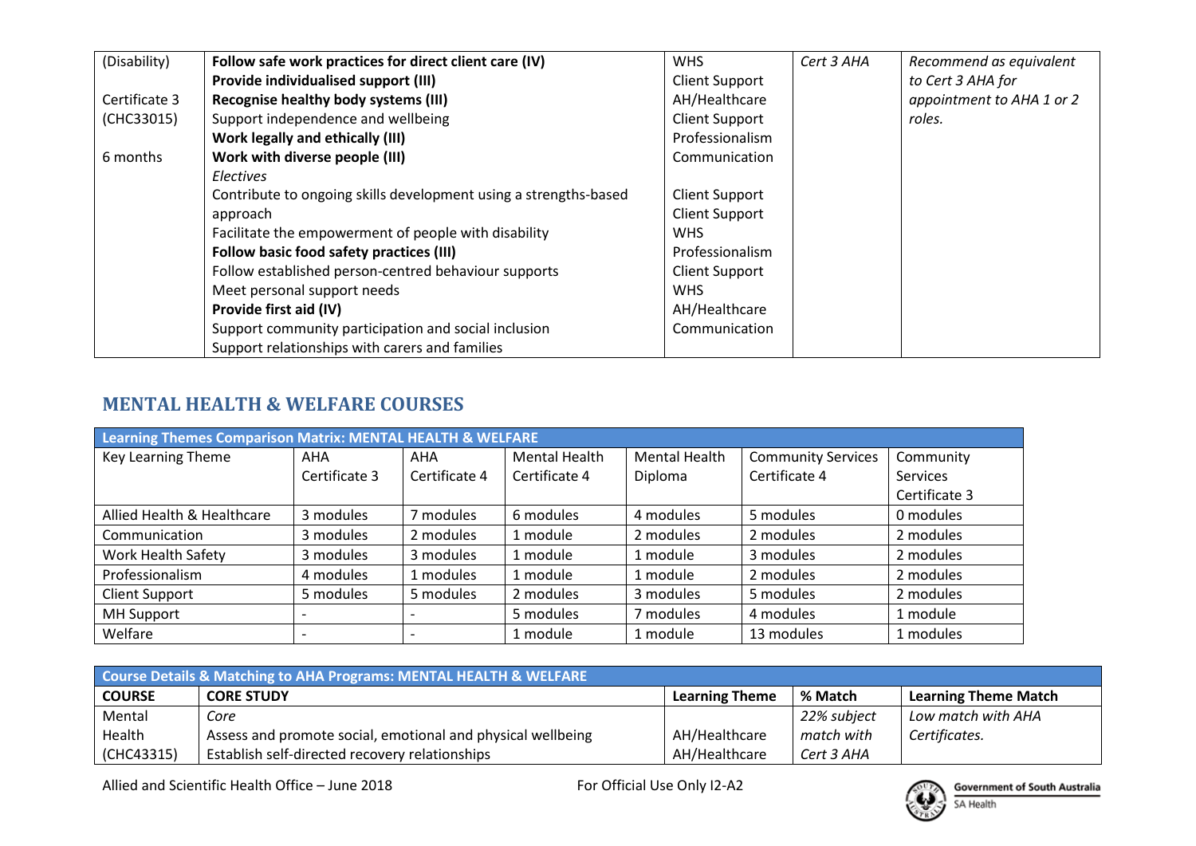| (Disability)<br><br>Certificate 3<br>(CHC33015)<br><br>6 months | **Follow safe work practices for direct client care (IV)**<br>**Provide individualised support (III)**<br>**Recognise healthy body systems (III)**<br>Support independence and wellbeing<br>**Work legally and ethically (III)**<br>**Work with diverse people (III)**<br>*Electives*<br>Contribute to ongoing skills development using a strengths-based approach<br>Facilitate the empowerment of people with disability<br>**Follow basic food safety practices (III)**<br>Follow established person-centred behaviour supports<br>Meet personal support needs<br>**Provide first aid (IV)**<br>Support community participation and social inclusion<br>Support relationships with carers and families | WHS<br>Client Support<br>AH/Healthcare<br>Client Support<br>Professionalism<br>Communication<br><br>Client Support<br>Client Support<br>WHS<br>Professionalism<br>Client Support<br>WHS<br>AH/Healthcare<br>Communication | *Cert 3 AHA* | *Recommend as equivalent to Cert 3 AHA for appointment to AHA 1 or 2 roles.* |
|---|---|---|---|---|

## MENTAL HEALTH & WELFARE COURSES

| **Learning Themes Comparison Matrix: MENTAL HEALTH & WELFARE** | | | | | | |
|---|---|---|---|---|---|---|
| Key Learning Theme | AHA Certificate 3 | AHA Certificate 4 | Mental Health Certificate 4 | Mental Health Diploma | Community Services Certificate 4 | Community Services Certificate 3 |
| Allied Health & Healthcare | 3 modules | 7 modules | 6 modules | 4 modules | 5 modules | 0 modules |
| Communication | 3 modules | 2 modules | 1 module | 2 modules | 2 modules | 2 modules |
| Work Health Safety | 3 modules | 3 modules | 1 module | 1 module | 3 modules | 2 modules |
| Professionalism | 4 modules | 1 modules | 1 module | 1 module | 2 modules | 2 modules |
| Client Support | 5 modules | 5 modules | 2 modules | 3 modules | 5 modules | 2 modules |
| MH Support | - | - | 5 modules | 7 modules | 4 modules | 1 module |
| Welfare | - | - | 1 module | 1 module | 13 modules | 1 modules |

| **Course Details & Matching to AHA Programs: MENTAL HEALTH & WELFARE** | | | | |
|---|---|---|---|---|
| **COURSE** | **CORE STUDY** | **Learning Theme** | **% Match** | **Learning Theme Match** |
| Mental Health (CHC43315) | *Core*<br>Assess and promote social, emotional and physical wellbeing<br>Establish self-directed recovery relationships | <br>AH/Healthcare<br>AH/Healthcare | *22% subject match with Cert 3 AHA* | *Low match with AHA Certificates.* |

Allied and Scientific Health Office – June 2018 For Official Use Only I2-A2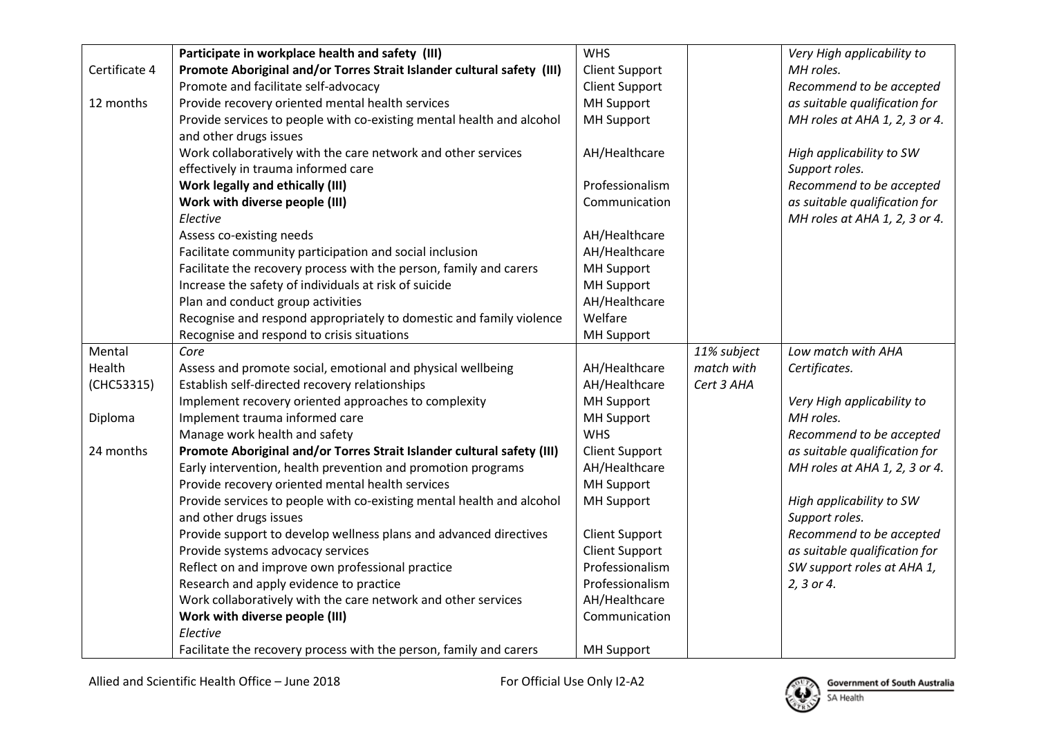| | | | | |
|---|---|---|---|---|
| Certificate 4<br><br>12 months | **Participate in workplace health and safety (III)**<br>**Promote Aboriginal and/or Torres Strait Islander cultural safety (III)**<br>Promote and facilitate self-advocacy<br>Provide recovery oriented mental health services<br>Provide services to people with co-existing mental health and alcohol and other drugs issues<br>Work collaboratively with the care network and other services effectively in trauma informed care<br>**Work legally and ethically (III)**<br>**Work with diverse people (III)**<br>*Elective*<br>Assess co-existing needs<br>Facilitate community participation and social inclusion<br>Facilitate the recovery process with the person, family and carers<br>Increase the safety of individuals at risk of suicide<br>Plan and conduct group activities<br>Recognise and respond appropriately to domestic and family violence<br>Recognise and respond to crisis situations | WHS<br>Client Support<br>Client Support<br>MH Support<br>MH Support<br><br>AH/Healthcare<br><br>Professionalism<br>Communication<br><br>AH/Healthcare<br>AH/Healthcare<br>MH Support<br>MH Support<br>AH/Healthcare<br>Welfare<br>MH Support | | *Very High applicability to MH roles.*<br>*Recommend to be accepted as suitable qualification for MH roles at AHA 1, 2, 3 or 4.*<br><br>*High applicability to SW Support roles.*<br>*Recommend to be accepted as suitable qualification for MH roles at AHA 1, 2, 3 or 4.* |
| Mental Health (CHC53315)<br><br>Diploma<br><br>24 months | *Core*<br>Assess and promote social, emotional and physical wellbeing<br>Establish self-directed recovery relationships<br>Implement recovery oriented approaches to complexity<br>Implement trauma informed care<br>Manage work health and safety<br>**Promote Aboriginal and/or Torres Strait Islander cultural safety (III)**<br>Early intervention, health prevention and promotion programs<br>Provide recovery oriented mental health services<br>Provide services to people with co-existing mental health and alcohol and other drugs issues<br>Provide support to develop wellness plans and advanced directives<br>Provide systems advocacy services<br>Reflect on and improve own professional practice<br>Research and apply evidence to practice<br>Work collaboratively with the care network and other services<br>**Work with diverse people (III)**<br>*Elective*<br>Facilitate the recovery process with the person, family and carers | <br>AH/Healthcare<br>AH/Healthcare<br>MH Support<br>MH Support<br>WHS<br>Client Support<br>AH/Healthcare<br>MH Support<br>MH Support<br><br>Client Support<br>Client Support<br>Professionalism<br>Professionalism<br>AH/Healthcare<br>Communication<br><br>MH Support | 11% subject match with Cert 3 AHA | *Low match with AHA Certificates.*<br><br>*Very High applicability to MH roles.*<br>*Recommend to be accepted as suitable qualification for MH roles at AHA 1, 2, 3 or 4.*<br><br>*High applicability to SW Support roles.*<br>*Recommend to be accepted as suitable qualification for SW support roles at AHA 1, 2, 3 or 4.* |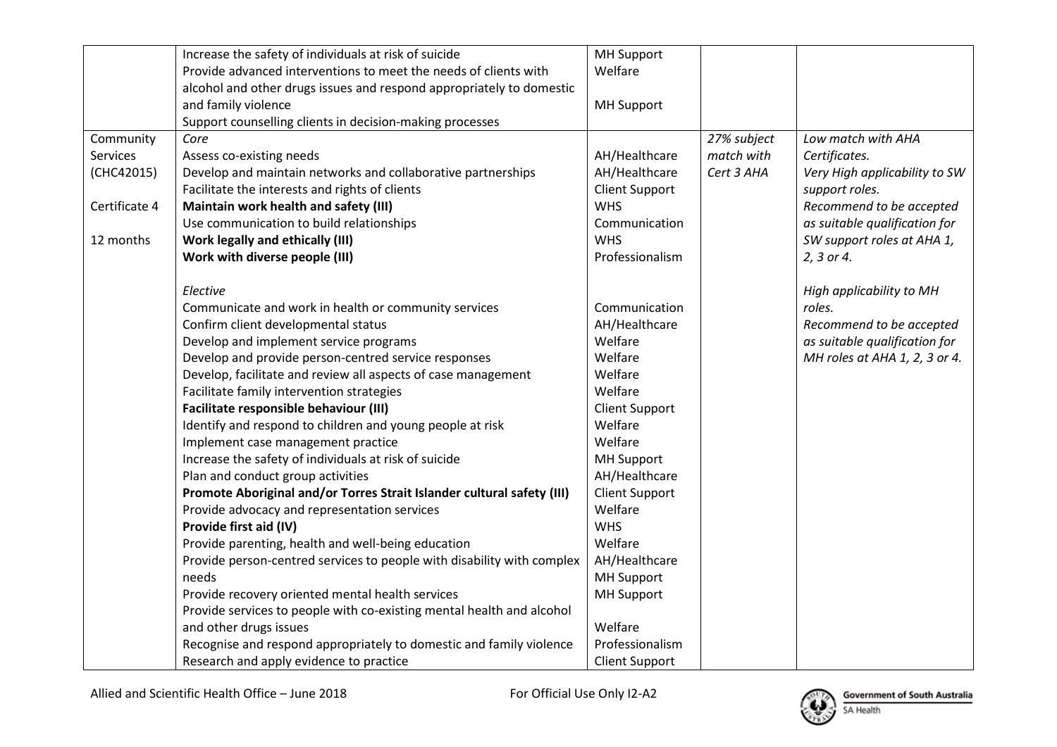| | | | | |
|---|---|---|---|---|
| | Increase the safety of individuals at risk of suicide<br>Provide advanced interventions to meet the needs of clients with alcohol and other drugs issues and respond appropriately to domestic and family violence<br>Support counselling clients in decision-making processes | MH Support<br>Welfare<br><br>MH Support | | |
| Community Services (CHC42015)<br><br>Certificate 4<br><br>12 months | *Core*<br>Assess co-existing needs<br>Develop and maintain networks and collaborative partnerships<br>Facilitate the interests and rights of clients<br>**Maintain work health and safety (III)**<br>Use communication to build relationships<br>**Work legally and ethically (III)**<br>**Work with diverse people (III)**<br><br>*Elective*<br>Communicate and work in health or community services<br>Confirm client developmental status<br>Develop and implement service programs<br>Develop and provide person-centred service responses<br>Develop, facilitate and review all aspects of case management<br>Facilitate family intervention strategies<br>**Facilitate responsible behaviour (III)**<br>Identify and respond to children and young people at risk<br>Implement case management practice<br>Increase the safety of individuals at risk of suicide<br>Plan and conduct group activities<br>**Promote Aboriginal and/or Torres Strait Islander cultural safety (III)**<br>Provide advocacy and representation services<br>**Provide first aid (IV)**<br>Provide parenting, health and well-being education<br>Provide person-centred services to people with disability with complex needs<br>Provide recovery oriented mental health services<br>Provide services to people with co-existing mental health and alcohol and other drugs issues<br>Recognise and respond appropriately to domestic and family violence<br>Research and apply evidence to practice | <br>AH/Healthcare<br>AH/Healthcare<br>Client Support<br>WHS<br>Communication<br>WHS<br>Professionalism<br><br><br>Communication<br>AH/Healthcare<br>Welfare<br>Welfare<br>Welfare<br>Welfare<br>Client Support<br>Welfare<br>Welfare<br>MH Support<br>AH/Healthcare<br>Client Support<br>Welfare<br>WHS<br>Welfare<br>AH/Healthcare<br>MH Support<br>MH Support<br><br>Welfare<br>Professionalism<br>Client Support | *27% subject match with Cert 3 AHA* | *Low match with AHA Certificates.*<br>*Very High applicability to SW support roles.*<br>*Recommend to be accepted as suitable qualification for SW support roles at AHA 1, 2, 3 or 4.*<br><br>*High applicability to MH roles.*<br>*Recommend to be accepted as suitable qualification for MH roles at AHA 1, 2, 3 or 4.* |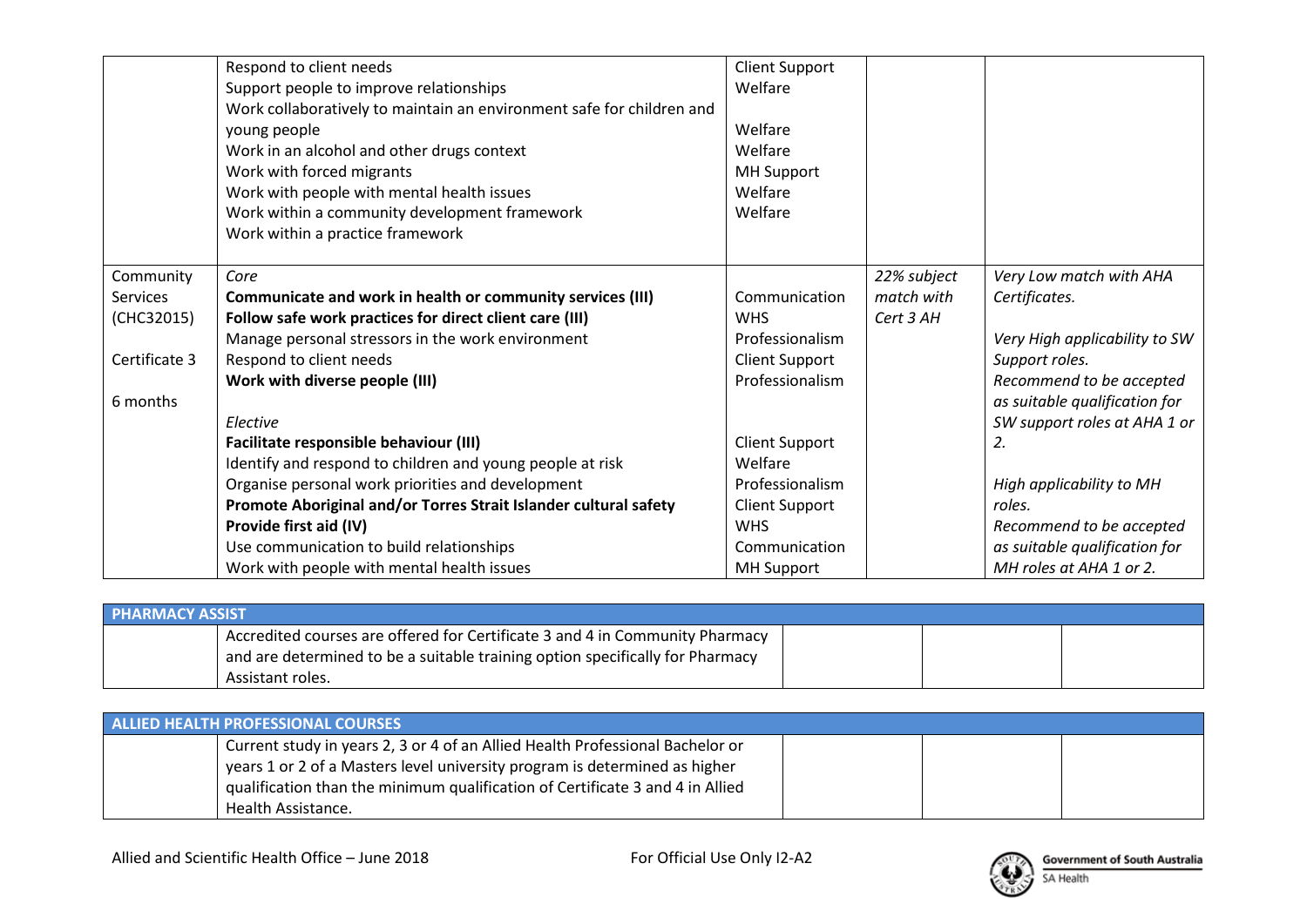| | | | | |
|---|---|---|---|---|
| | Respond to client needs<br>Support people to improve relationships<br>Work collaboratively to maintain an environment safe for children and young people<br>Work in an alcohol and other drugs context<br>Work with forced migrants<br>Work with people with mental health issues<br>Work within a community development framework<br>Work within a practice framework | Client Support<br>Welfare<br><br>Welfare<br>Welfare<br>MH Support<br>Welfare<br>Welfare | | |
| Community Services (CHC32015)<br><br>Certificate 3<br><br>6 months | *Core*<br>**Communicate and work in health or community services (III)**<br>**Follow safe work practices for direct client care (III)**<br>Manage personal stressors in the work environment<br>Respond to client needs<br>**Work with diverse people (III)**<br><br>*Elective*<br>**Facilitate responsible behaviour (III)**<br>Identify and respond to children and young people at risk<br>Organise personal work priorities and development<br>**Promote Aboriginal and/or Torres Strait Islander cultural safety**<br>**Provide first aid (IV)**<br>Use communication to build relationships<br>Work with people with mental health issues | <br>Communication<br>WHS<br>Professionalism<br>Client Support<br>Professionalism<br><br><br>Client Support<br>Welfare<br>Professionalism<br>Client Support<br>WHS<br>Communication<br>MH Support | *22% subject match with Cert 3 AH* | *Very Low match with AHA Certificates.*<br><br>*Very High applicability to SW Support roles.*<br>*Recommend to be accepted as suitable qualification for SW support roles at AHA 1 or 2.*<br><br>*High applicability to MH roles.*<br>*Recommend to be accepted as suitable qualification for MH roles at AHA 1 or 2.* |

| **PHARMACY ASSIST** | | | | |
|---|---|---|---|---|
| | Accredited courses are offered for Certificate 3 and 4 in Community Pharmacy and are determined to be a suitable training option specifically for Pharmacy Assistant roles. | | | |

| **ALLIED HEALTH PROFESSIONAL COURSES** | | | | |
|---|---|---|---|---|
| | Current study in years 2, 3 or 4 of an Allied Health Professional Bachelor or years 1 or 2 of a Masters level university program is determined as higher qualification than the minimum qualification of Certificate 3 and 4 in Allied Health Assistance. | | | |